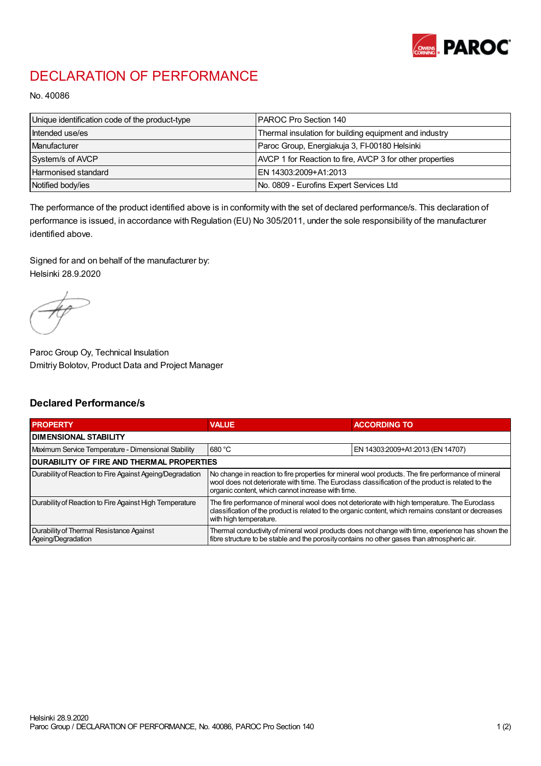# DECLARATION OF PERFORMANCE

No. 40086

| Unique identification code of the product-type | PAROC Pro Section 140 |
|---|---|
| Intended use/es | Thermal insulation for building equipment and industry |
| Manufacturer | Paroc Group, Energiakuja 3, FI-00180 Helsinki |
| System/s of AVCP | AVCP 1 for Reaction to fire, AVCP 3 for other properties |
| Harmonised standard | EN 14303:2009+A1:2013 |
| Notified body/ies | No. 0809 - Eurofins Expert Services Ltd |

The performance of the product identified above is in conformity with the set of declared performance/s. This declaration of performance is issued, in accordance with Regulation (EU) No 305/2011, under the sole responsibility of the manufacturer identified above.

Signed for and on behalf of the manufacturer by:
Helsinki 28.9.2020

Paroc Group Oy, Technical Insulation
Dmitriy Bolotov, Product Data and Project Manager

## Declared Performance/s

| PROPERTY | VALUE | ACCORDING TO |
|---|---|---|
| **DIMENSIONAL STABILITY** | | |
| Maximum Service Temperature - Dimensional Stability | 680 °C | EN 14303:2009+A1:2013 (EN 14707) |
| **DURABILITY OF FIRE AND THERMAL PROPERTIES** | | |
| Durability of Reaction to Fire Against Ageing/Degradation | No change in reaction to fire properties for mineral wool products. The fire performance of mineral wool does not deteriorate with time. The Euroclass classification of the product is related to the organic content, which cannot increase with time. | |
| Durability of Reaction to Fire Against High Temperature | The fire performance of mineral wool does not deteriorate with high temperature. The Euroclass classification of the product is related to the organic content, which remains constant or decreases with high temperature. | |
| Durability of Thermal Resistance Against Ageing/Degradation | Thermal conductivity of mineral wool products does not change with time, experience has shown the fibre structure to be stable and the porosity contains no other gases than atmospheric air. | |

Helsinki 28.9.2020
Paroc Group / DECLARATION OF PERFORMANCE, No. 40086, PAROC Pro Section 140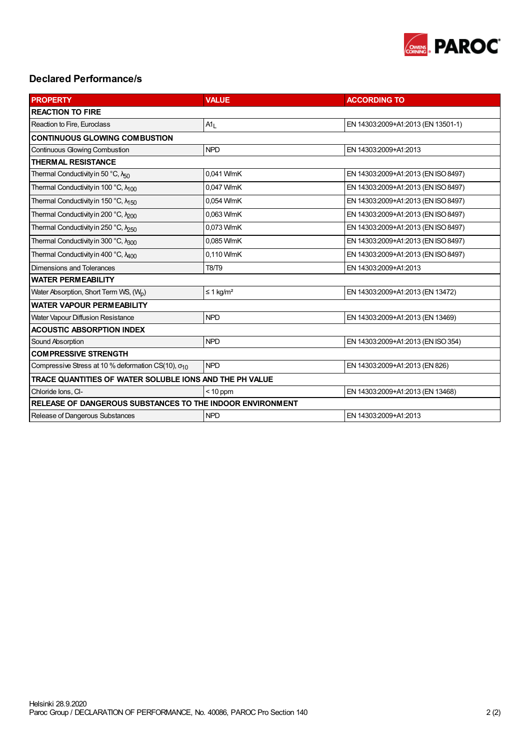## Declared Performance/s

| PROPERTY | VALUE | ACCORDING TO |
|---|---|---|
| **REACTION TO FIRE** | | |
| Reaction to Fire, Euroclass | $A1_L$ | EN 14303:2009+A1:2013 (EN 13501-1) |
| **CONTINUOUS GLOWING COMBUSTION** | | |
| Continuous Glowing Combustion | NPD | EN 14303:2009+A1:2013 |
| **THERMAL RESISTANCE** | | |
| Thermal Conductivity in 50 °C, $\lambda_{50}$ | 0,041 W/mK | EN 14303:2009+A1:2013 (EN ISO 8497) |
| Thermal Conductivity in 100 °C, $\lambda_{100}$ | 0,047 W/mK | EN 14303:2009+A1:2013 (EN ISO 8497) |
| Thermal Conductivity in 150 °C, $\lambda_{150}$ | 0,054 W/mK | EN 14303:2009+A1:2013 (EN ISO 8497) |
| Thermal Conductivity in 200 °C, $\lambda_{200}$ | 0,063 W/mK | EN 14303:2009+A1:2013 (EN ISO 8497) |
| Thermal Conductivity in 250 °C, $\lambda_{250}$ | 0,073 W/mK | EN 14303:2009+A1:2013 (EN ISO 8497) |
| Thermal Conductivity in 300 °C, $\lambda_{300}$ | 0,085 W/mK | EN 14303:2009+A1:2013 (EN ISO 8497) |
| Thermal Conductivity in 400 °C, $\lambda_{400}$ | 0,110 W/mK | EN 14303:2009+A1:2013 (EN ISO 8497) |
| Dimensions and Tolerances | T8/T9 | EN 14303:2009+A1:2013 |
| **WATER PERMEABILITY** | | |
| Water Absorption, Short Term WS, ($W_p$) | ≤ 1 kg/m² | EN 14303:2009+A1:2013 (EN 13472) |
| **WATER VAPOUR PERMEABILITY** | | |
| Water Vapour Diffusion Resistance | NPD | EN 14303:2009+A1:2013 (EN 13469) |
| **ACOUSTIC ABSORPTION INDEX** | | |
| Sound Absorption | NPD | EN 14303:2009+A1:2013 (EN ISO 354) |
| **COMPRESSIVE STRENGTH** | | |
| Compressive Stress at 10 % deformation CS(10), $\sigma_{10}$ | NPD | EN 14303:2009+A1:2013 (EN 826) |
| **TRACE QUANTITIES OF WATER SOLUBLE IONS AND THE PH VALUE** | | |
| Chloride Ions, Cl- | < 10 ppm | EN 14303:2009+A1:2013 (EN 13468) |
| **RELEASE OF DANGEROUS SUBSTANCES TO THE INDOOR ENVIRONMENT** | | |
| Release of Dangerous Substances | NPD | EN 14303:2009+A1:2013 |

Helsinki 28.9.2020
Paroc Group / DECLARATION OF PERFORMANCE, No. 40086, PAROC Pro Section 140